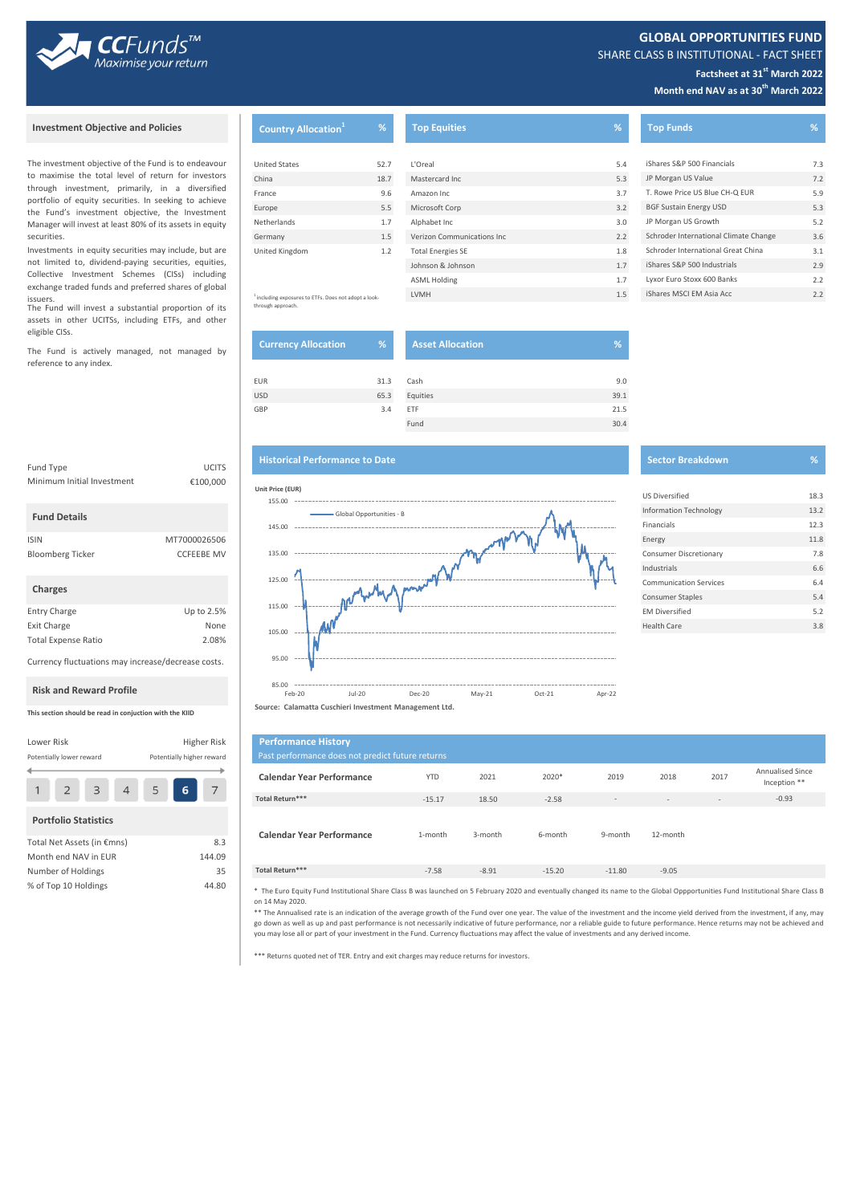# GLOBAL OPPORTUNITIES FUND

SHARE CLASS B INSTITUTIONAL - FACT SHEET

**Factsheet at 31st March 2022**

**Month end NAV as at 30th March 2022**

CCFunds™ Maximise your return

## Investment Objective and Policies

The investment objective of the Fund is to endeavour to maximise the total level of return for investors through investment, primarily, in a diversified portfolio of equity securities. In seeking to achieve the Fund's investment objective, the Investment Manager will invest at least 80% of its assets in equity securities.

Investments in equity securities may include, but are not limited to, dividend-paying securities, equities, Collective Investment Schemes (CISs) including exchange traded funds and preferred shares of global issuers.

The Fund will invest a substantial proportion of its assets in other UCITSs, including ETFs, and other eligible CISs.

The Fund is actively managed, not managed by reference to any index.

| | |
|---|---|
| Fund Type | UCITS |
| Minimum Initial Investment | €100,000 |

## Fund Details

| | |
|---|---|
| ISIN | MT7000026506 |
| Bloomberg Ticker | CCFEEBE MV |

## Charges

| | |
|---|---|
| Entry Charge | Up to 2.5% |
| Exit Charge | None |
| Total Expense Ratio | 2.08% |

Currency fluctuations may increase/decrease costs.

## Risk and Reward Profile

**This section should be read in conjuction with the KIID**

Lower Risk — Higher Risk

Potentially lower reward — Potentially higher reward

1 2 3 4 5 **6** 7

## Portfolio Statistics

| | |
|---|---|
| Total Net Assets (in €mns) | 8.3 |
| Month end NAV in EUR | 144.09 |
| Number of Holdings | 35 |
| % of Top 10 Holdings | 44.80 |

## Country Allocation[1]

| Country | % |
|---|---|
| United States | 52.7 |
| China | 18.7 |
| France | 9.6 |
| Europe | 5.5 |
| Netherlands | 1.7 |
| Germany | 1.5 |
| United Kingdom | 1.2 |

[1] including exposures to ETFs. Does not adopt a look-through approach.

## Top Equities

| Equity | % |
|---|---|
| L'Oreal | 5.4 |
| Mastercard Inc | 5.3 |
| Amazon Inc | 3.7 |
| Microsoft Corp | 3.2 |
| Alphabet Inc | 3.0 |
| Verizon Communications Inc | 2.2 |
| Total Energies SE | 1.8 |
| Johnson & Johnson | 1.7 |
| ASML Holding | 1.7 |
| LVMH | 1.5 |

## Top Funds

| Fund | % |
|---|---|
| iShares S&P 500 Financials | 7.3 |
| JP Morgan US Value | 7.2 |
| T. Rowe Price US Blue CH-Q EUR | 5.9 |
| BGF Sustain Energy USD | 5.3 |
| JP Morgan US Growth | 5.2 |
| Schroder International Climate Change | 3.6 |
| Schroder International Great China | 3.1 |
| iShares S&P 500 Industrials | 2.9 |
| Lyxor Euro Stoxx 600 Banks | 2.2 |
| iShares MSCI EM Asia Acc | 2.2 |

## Currency Allocation

| Currency | % |
|---|---|
| EUR | 31.3 |
| USD | 65.3 |
| GBP | 3.4 |

## Asset Allocation

| Asset | % |
|---|---|
| Cash | 9.0 |
| Equities | 39.1 |
| ETF | 21.5 |
| Fund | 30.4 |

## Historical Performance to Date

Unit Price (EUR) — Global Opportunities - B (Feb-20 to Apr-22)

**Source: Calamatta Cuschieri Investment Management Ltd.**

## Sector Breakdown

| Sector | % |
|---|---|
| US Diversified | 18.3 |
| Information Technology | 13.2 |
| Financials | 12.3 |
| Energy | 11.8 |
| Consumer Discretionary | 7.8 |
| Industrials | 6.6 |
| Communication Services | 6.4 |
| Consumer Staples | 5.4 |
| EM Diversified | 5.2 |
| Health Care | 3.8 |

## Performance History

Past performance does not predict future returns

| Calendar Year Performance | YTD | 2021 | 2020* | 2019 | 2018 | 2017 | Annualised Since Inception ** |
|---|---|---|---|---|---|---|---|
| Total Return*** | -15.17 | 18.50 | -2.58 | - | - | - | -0.93 |

| Calendar Year Performance | 1-month | 3-month | 6-month | 9-month | 12-month |
|---|---|---|---|---|---|
| Total Return*** | -7.58 | -8.91 | -15.20 | -11.80 | -9.05 |

* The Euro Equity Fund Institutional Share Class B was launched on 5 February 2020 and eventually changed its name to the Global Oppportunities Fund Institutional Share Class B on 14 May 2020.

** The Annualised rate is an indication of the average growth of the Fund over one year. The value of the investment and the income yield derived from the investment, if any, may go down as well as up and past performance is not necessarily indicative of future performance, nor a reliable guide to future performance. Hence returns may not be achieved and you may lose all or part of your investment in the Fund. Currency fluctuations may affect the value of investments and any derived income.

*** Returns quoted net of TER. Entry and exit charges may reduce returns for investors.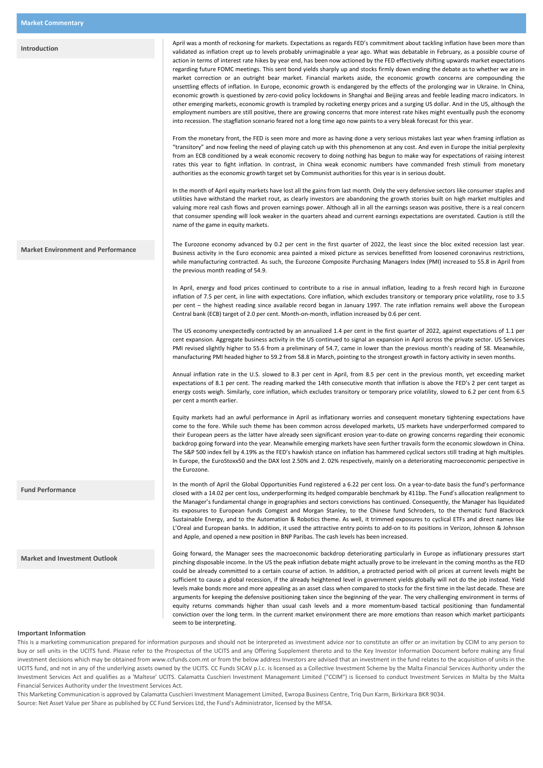## Market Commentary

### Introduction

April was a month of reckoning for markets. Expectations as regards FED's commitment about tackling inflation have been more than validated as inflation crept up to levels probably unimaginable a year ago. What was debatable in February, as a possible course of action in terms of interest rate hikes by year end, has been now actioned by the FED effectively shifting upwards market expectations regarding future FOMC meetings. This sent bond yields sharply up and stocks firmly down ending the debate as to whether we are in market correction or an outright bear market. Financial markets aside, the economic growth concerns are compounding the unsettling effects of inflation. In Europe, economic growth is endangered by the effects of the prolonging war in Ukraine. In China, economic growth is questioned by zero-covid policy lockdowns in Shanghai and Beijing areas and feeble leading macro indicators. In other emerging markets, economic growth is trampled by rocketing energy prices and a surging US dollar. And in the US, although the employment numbers are still positive, there are growing concerns that more interest rate hikes might eventually push the economy into recession. The stagflation scenario feared not a long time ago now paints to a very bleak forecast for this year.

From the monetary front, the FED is seen more and more as having done a very serious mistakes last year when framing inflation as "transitory" and now feeling the need of playing catch up with this phenomenon at any cost. And even in Europe the initial perplexity from an ECB conditioned by a weak economic recovery to doing nothing has begun to make way for expectations of raising interest rates this year to fight inflation. In contrast, in China weak economic numbers have commanded fresh stimuli from monetary authorities as the economic growth target set by Communist authorities for this year is in serious doubt.

In the month of April equity markets have lost all the gains from last month. Only the very defensive sectors like consumer staples and utilities have withstand the market rout, as clearly investors are abandoning the growth stories built on high market multiples and valuing more real cash flows and proven earnings power. Although all in all the earnings season was positive, there is a real concern that consumer spending will look weaker in the quarters ahead and current earnings expectations are overstated. Caution is still the name of the game in equity markets.

### Market Environment and Performance

The Eurozone economy advanced by 0.2 per cent in the first quarter of 2022, the least since the bloc exited recession last year. Business activity in the Euro economic area painted a mixed picture as services benefitted from loosened coronavirus restrictions, while manufacturing contracted. As such, the Eurozone Composite Purchasing Managers Index (PMI) increased to 55.8 in April from the previous month reading of 54.9.

In April, energy and food prices continued to contribute to a rise in annual inflation, leading to a fresh record high in Eurozone inflation of 7.5 per cent, in line with expectations. Core inflation, which excludes transitory or temporary price volatility, rose to 3.5 per cent – the highest reading since available record began in January 1997. The rate inflation remains well above the European Central bank (ECB) target of 2.0 per cent. Month-on-month, inflation increased by 0.6 per cent.

The US economy unexpectedly contracted by an annualized 1.4 per cent in the first quarter of 2022, against expectations of 1.1 per cent expansion. Aggregate business activity in the US continued to signal an expansion in April across the private sector. US Services PMI revised slightly higher to 55.6 from a preliminary of 54.7, came in lower than the previous month's reading of 58. Meanwhile, manufacturing PMI headed higher to 59.2 from 58.8 in March, pointing to the strongest growth in factory activity in seven months.

Annual inflation rate in the U.S. slowed to 8.3 per cent in April, from 8.5 per cent in the previous month, yet exceeding market expectations of 8.1 per cent. The reading marked the 14th consecutive month that inflation is above the FED's 2 per cent target as energy costs weigh. Similarly, core inflation, which excludes transitory or temporary price volatility, slowed to 6.2 per cent from 6.5 per cent a month earlier.

Equity markets had an awful performance in April as inflationary worries and consequent monetary tightening expectations have come to the fore. While such theme has been common across developed markets, US markets have underperformed compared to their European peers as the latter have already seen significant erosion year-to-date on growing concerns regarding their economic backdrop going forward into the year. Meanwhile emerging markets have seen further travails form the economic slowdown in China. The S&P 500 index fell by 4.19% as the FED's hawkish stance on inflation has hammered cyclical sectors still trading at high multiples. In Europe, the EuroStoxx50 and the DAX lost 2.50% and 2. 02% respectively, mainly on a deteriorating macroeconomic perspective in the Eurozone.

### Fund Performance

In the month of April the Global Opportunities Fund registered a 6.22 per cent loss. On a year-to-date basis the fund's performance closed with a 14.02 per cent loss, underperforming its hedged comparable benchmark by 411bp. The Fund's allocation realignment to the Manager's fundamental change in geographies and sectors convictions has continued. Consequently, the Manager has liquidated its exposures to European funds Comgest and Morgan Stanley, to the Chinese fund Schroders, to the thematic fund Blackrock Sustainable Energy, and to the Automation & Robotics theme. As well, it trimmed exposures to cyclical ETFs and direct names like L'Oreal and European banks. In addition, it used the attractive entry points to add-on to its positions in Verizon, Johnson & Johnson and Apple, and opened a new position in BNP Paribas. The cash levels has been increased.

### Market and Investment Outlook

Going forward, the Manager sees the macroeconomic backdrop deteriorating particularly in Europe as inflationary pressures start pinching disposable income. In the US the peak inflation debate might actually prove to be irrelevant in the coming months as the FED could be already committed to a certain course of action. In addition, a protracted period with oil prices at current levels might be sufficient to cause a global recession, if the already heightened level in government yields globally will not do the job instead. Yield levels make bonds more and more appealing as an asset class when compared to stocks for the first time in the last decade. These are arguments for keeping the defensive positioning taken since the beginning of the year. The very challenging environment in terms of equity returns commands higher than usual cash levels and a more momentum-based tactical positioning than fundamental conviction over the long term. In the current market environment there are more emotions than reason which market participants seem to be interpreting.

**Important Information**

This is a marketing communication prepared for information purposes and should not be interpreted as investment advice nor to constitute an offer or an invitation by CCIM to any person to buy or sell units in the UCITS fund. Please refer to the Prospectus of the UCITS and any Offering Supplement thereto and to the Key Investor Information Document before making any final investment decisions which may be obtained from www.ccfunds.com.mt or from the below address Investors are advised that an investment in the fund relates to the acquisition of units in the UCITS fund, and not in any of the underlying assets owned by the UCITS. CC Funds SICAV p.l.c. is licensed as a Collective Investment Scheme by the Malta Financial Services Authority under the Investment Services Act and qualifies as a 'Maltese' UCITS. Calamatta Cuschieri Investment Management Limited ("CCIM") is licensed to conduct Investment Services in Malta by the Malta Financial Services Authority under the Investment Services Act.

This Marketing Communication is approved by Calamatta Cuschieri Investment Management Limited, Ewropa Business Centre, Triq Dun Karm, Birkirkara BKR 9034.

Source: Net Asset Value per Share as published by CC Fund Services Ltd, the Fund's Administrator, licensed by the MFSA.